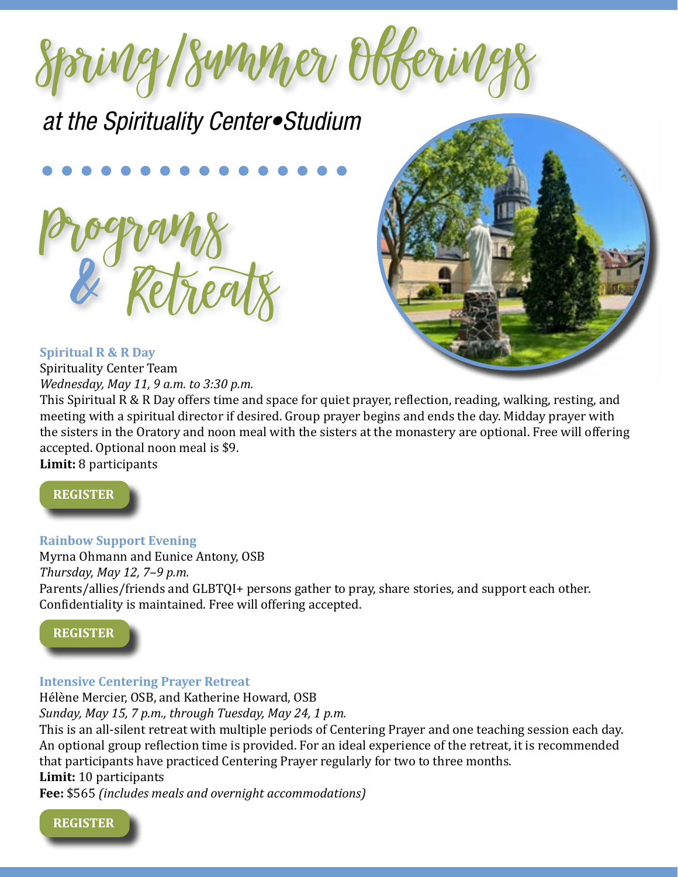# Spring/Summer Offerings

*at the Spirituality Center•Studium*

## Programs & Retreats

### Spiritual R & R Day

Spirituality Center Team

*Wednesday, May 11, 9 a.m. to 3:30 p.m.*

This Spiritual R & R Day offers time and space for quiet prayer, reflection, reading, walking, resting, and meeting with a spiritual director if desired. Group prayer begins and ends the day. Midday prayer with the sisters in the Oratory and noon meal with the sisters at the monastery are optional. Free will offering accepted. Optional noon meal is $9.

**Limit:** 8 participants

**REGISTER**

### Rainbow Support Evening

Myrna Ohmann and Eunice Antony, OSB

*Thursday, May 12, 7–9 p.m.*

Parents/allies/friends and GLBTQI+ persons gather to pray, share stories, and support each other. Confidentiality is maintained. Free will offering accepted.

**REGISTER**

### Intensive Centering Prayer Retreat

Hélène Mercier, OSB, and Katherine Howard, OSB

*Sunday, May 15, 7 p.m., through Tuesday, May 24, 1 p.m.*

This is an all-silent retreat with multiple periods of Centering Prayer and one teaching session each day. An optional group reflection time is provided. For an ideal experience of the retreat, it is recommended that participants have practiced Centering Prayer regularly for two to three months.

**Limit:** 10 participants

**Fee:** $565 *(includes meals and overnight accommodations)*

**REGISTER**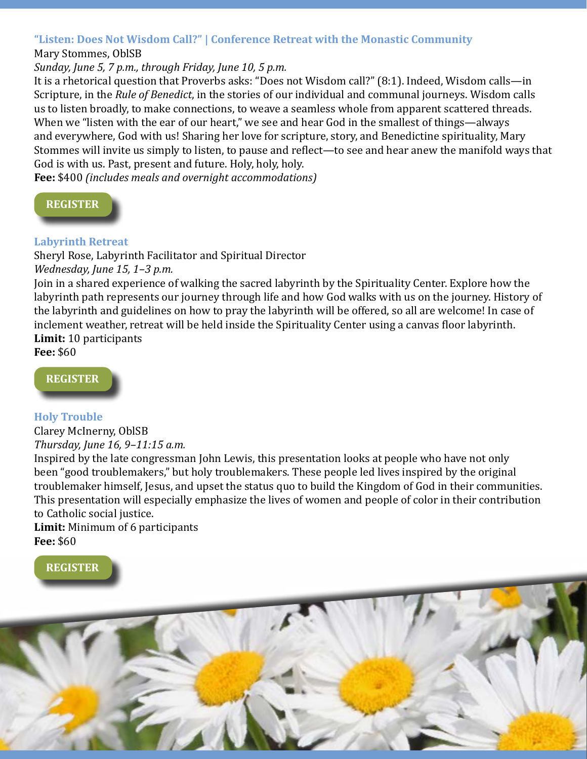## "Listen: Does Not Wisdom Call?" | Conference Retreat with the Monastic Community

Mary Stommes, OblSB

*Sunday, June 5, 7 p.m., through Friday, June 10, 5 p.m.*

It is a rhetorical question that Proverbs asks: "Does not Wisdom call?" (8:1). Indeed, Wisdom calls—in Scripture, in the *Rule of Benedict*, in the stories of our individual and communal journeys. Wisdom calls us to listen broadly, to make connections, to weave a seamless whole from apparent scattered threads. When we "listen with the ear of our heart," we see and hear God in the smallest of things—always and everywhere, God with us! Sharing her love for scripture, story, and Benedictine spirituality, Mary Stommes will invite us simply to listen, to pause and reflect—to see and hear anew the manifold ways that God is with us. Past, present and future. Holy, holy, holy.

**Fee:** $400 *(includes meals and overnight accommodations)*

**REGISTER**

## Labyrinth Retreat

Sheryl Rose, Labyrinth Facilitator and Spiritual Director

*Wednesday, June 15, 1–3 p.m.*

Join in a shared experience of walking the sacred labyrinth by the Spirituality Center. Explore how the labyrinth path represents our journey through life and how God walks with us on the journey. History of the labyrinth and guidelines on how to pray the labyrinth will be offered, so all are welcome! In case of inclement weather, retreat will be held inside the Spirituality Center using a canvas floor labyrinth.

**Limit:** 10 participants

**Fee:** $60

**REGISTER**

## Holy Trouble

Clarey McInerny, OblSB

*Thursday, June 16, 9–11:15 a.m.*

Inspired by the late congressman John Lewis, this presentation looks at people who have not only been "good troublemakers," but holy troublemakers. These people led lives inspired by the original troublemaker himself, Jesus, and upset the status quo to build the Kingdom of God in their communities. This presentation will especially emphasize the lives of women and people of color in their contribution to Catholic social justice.

**Limit:** Minimum of 6 participants

**Fee:** $60

**REGISTER**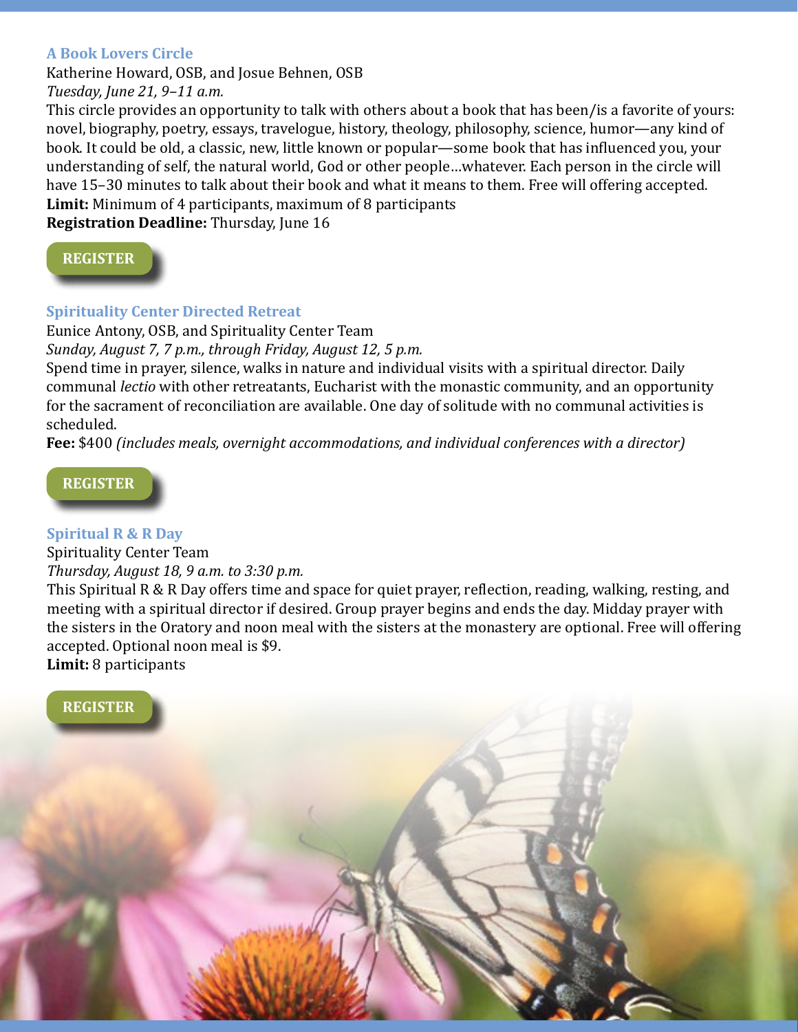### A Book Lovers Circle

Katherine Howard, OSB, and Josue Behnen, OSB

*Tuesday, June 21, 9–11 a.m.*

This circle provides an opportunity to talk with others about a book that has been/is a favorite of yours: novel, biography, poetry, essays, travelogue, history, theology, philosophy, science, humor—any kind of book. It could be old, a classic, new, little known or popular—some book that has influenced you, your understanding of self, the natural world, God or other people…whatever. Each person in the circle will have 15–30 minutes to talk about their book and what it means to them. Free will offering accepted.

**Limit:** Minimum of 4 participants, maximum of 8 participants

**Registration Deadline:** Thursday, June 16

REGISTER

### Spirituality Center Directed Retreat

Eunice Antony, OSB, and Spirituality Center Team

*Sunday, August 7, 7 p.m., through Friday, August 12, 5 p.m.*

Spend time in prayer, silence, walks in nature and individual visits with a spiritual director. Daily communal *lectio* with other retreatants, Eucharist with the monastic community, and an opportunity for the sacrament of reconciliation are available. One day of solitude with no communal activities is scheduled.

**Fee:** $400 *(includes meals, overnight accommodations, and individual conferences with a director)*

REGISTER

### Spiritual R & R Day

Spirituality Center Team

*Thursday, August 18, 9 a.m. to 3:30 p.m.*

This Spiritual R & R Day offers time and space for quiet prayer, reflection, reading, walking, resting, and meeting with a spiritual director if desired. Group prayer begins and ends the day. Midday prayer with the sisters in the Oratory and noon meal with the sisters at the monastery are optional. Free will offering accepted. Optional noon meal is $9.

**Limit:** 8 participants

REGISTER